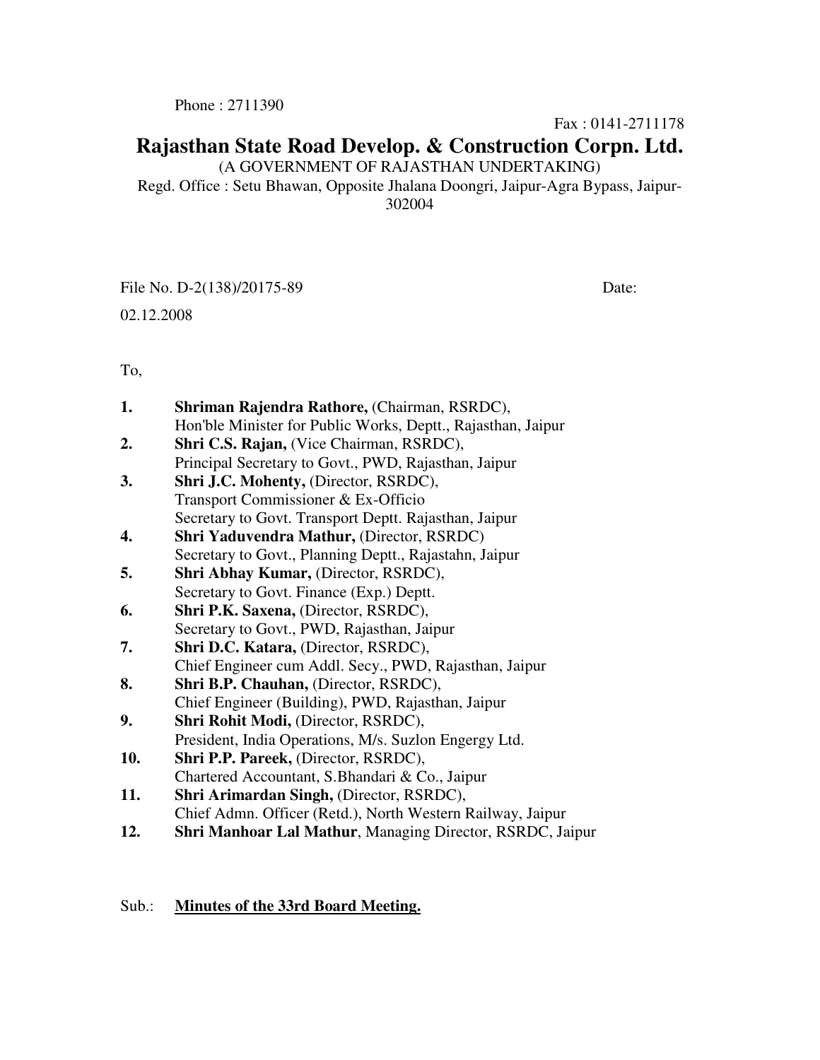Phone : 2711390

Fax : 0141-2711178

# Rajasthan State Road Develop. & Construction Corpn. Ltd.

(A GOVERNMENT OF RAJASTHAN UNDERTAKING)

Regd. Office : Setu Bhawan, Opposite Jhalana Doongri, Jaipur-Agra Bypass, Jaipur-302004

File No. D-2(138)/20175-89 Date: 02.12.2008

To,

1. **Shriman Rajendra Rathore,** (Chairman, RSRDC), Hon'ble Minister for Public Works, Deptt., Rajasthan, Jaipur
2. **Shri C.S. Rajan,** (Vice Chairman, RSRDC), Principal Secretary to Govt., PWD, Rajasthan, Jaipur
3. **Shri J.C. Mohenty,** (Director, RSRDC), Transport Commissioner & Ex-Officio Secretary to Govt. Transport Deptt. Rajasthan, Jaipur
4. **Shri Yaduvendra Mathur,** (Director, RSRDC) Secretary to Govt., Planning Deptt., Rajastahn, Jaipur
5. **Shri Abhay Kumar,** (Director, RSRDC), Secretary to Govt. Finance (Exp.) Deptt.
6. **Shri P.K. Saxena,** (Director, RSRDC), Secretary to Govt., PWD, Rajasthan, Jaipur
7. **Shri D.C. Katara,** (Director, RSRDC), Chief Engineer cum Addl. Secy., PWD, Rajasthan, Jaipur
8. **Shri B.P. Chauhan,** (Director, RSRDC), Chief Engineer (Building), PWD, Rajasthan, Jaipur
9. **Shri Rohit Modi,** (Director, RSRDC), President, India Operations, M/s. Suzlon Engergy Ltd.
10. **Shri P.P. Pareek,** (Director, RSRDC), Chartered Accountant, S.Bhandari & Co., Jaipur
11. **Shri Arimardan Singh,** (Director, RSRDC), Chief Admn. Officer (Retd.), North Western Railway, Jaipur
12. **Shri Manhoar Lal Mathur**, Managing Director, RSRDC, Jaipur

Sub.: **Minutes of the 33rd Board Meeting.**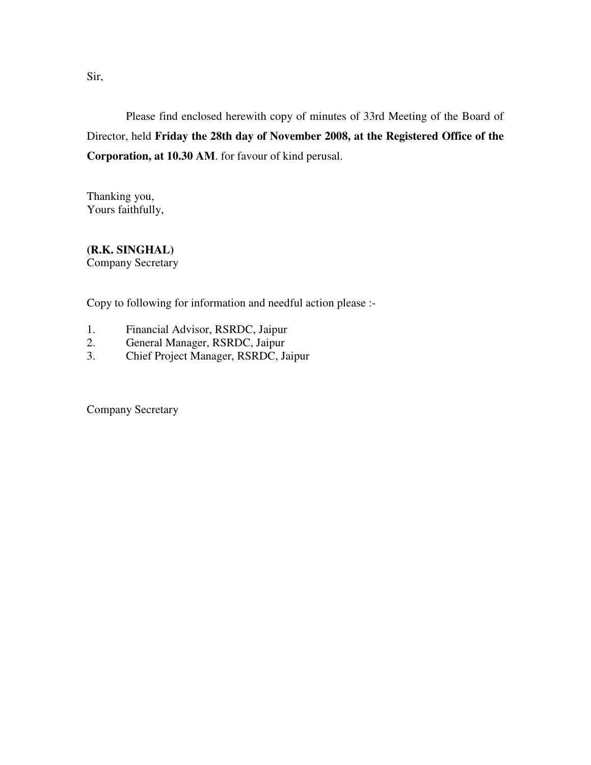Sir,

Please find enclosed herewith copy of minutes of 33rd Meeting of the Board of Director, held **Friday the 28th day of November 2008, at the Registered Office of the Corporation, at 10.30 AM**. for favour of kind perusal.

Thanking you,
Yours faithfully,

**(R.K. SINGHAL)**
Company Secretary

Copy to following for information and needful action please :-

1. Financial Advisor, RSRDC, Jaipur
2. General Manager, RSRDC, Jaipur
3. Chief Project Manager, RSRDC, Jaipur

Company Secretary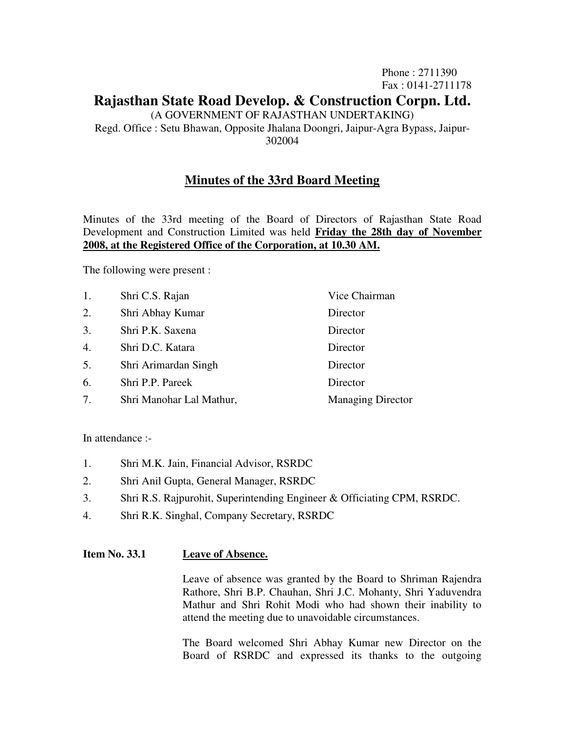Phone : 2711390
Fax : 0141-2711178

# Rajasthan State Road Develop. & Construction Corpn. Ltd.

(A GOVERNMENT OF RAJASTHAN UNDERTAKING)

Regd. Office : Setu Bhawan, Opposite Jhalana Doongri, Jaipur-Agra Bypass, Jaipur-302004

## Minutes of the 33rd Board Meeting

Minutes of the 33rd meeting of the Board of Directors of Rajasthan State Road Development and Construction Limited was held **Friday the 28th day of November 2008, at the Registered Office of the Corporation, at 10.30 AM.**

The following were present :

| | | |
|---|---|---|
| 1. | Shri C.S. Rajan | Vice Chairman |
| 2. | Shri Abhay Kumar | Director |
| 3. | Shri P.K. Saxena | Director |
| 4. | Shri D.C. Katara | Director |
| 5. | Shri Arimardan Singh | Director |
| 6. | Shri P.P. Pareek | Director |
| 7. | Shri Manohar Lal Mathur, | Managing Director |

In attendance :-

1. Shri M.K. Jain, Financial Advisor, RSRDC
2. Shri Anil Gupta, General Manager, RSRDC
3. Shri R.S. Rajpurohit, Superintending Engineer & Officiating CPM, RSRDC.
4. Shri R.K. Singhal, Company Secretary, RSRDC

**Item No. 33.1** **Leave of Absence.**

Leave of absence was granted by the Board to Shriman Rajendra Rathore, Shri B.P. Chauhan, Shri J.C. Mohanty, Shri Yaduvendra Mathur and Shri Rohit Modi who had shown their inability to attend the meeting due to unavoidable circumstances.

The Board welcomed Shri Abhay Kumar new Director on the Board of RSRDC and expressed its thanks to the outgoing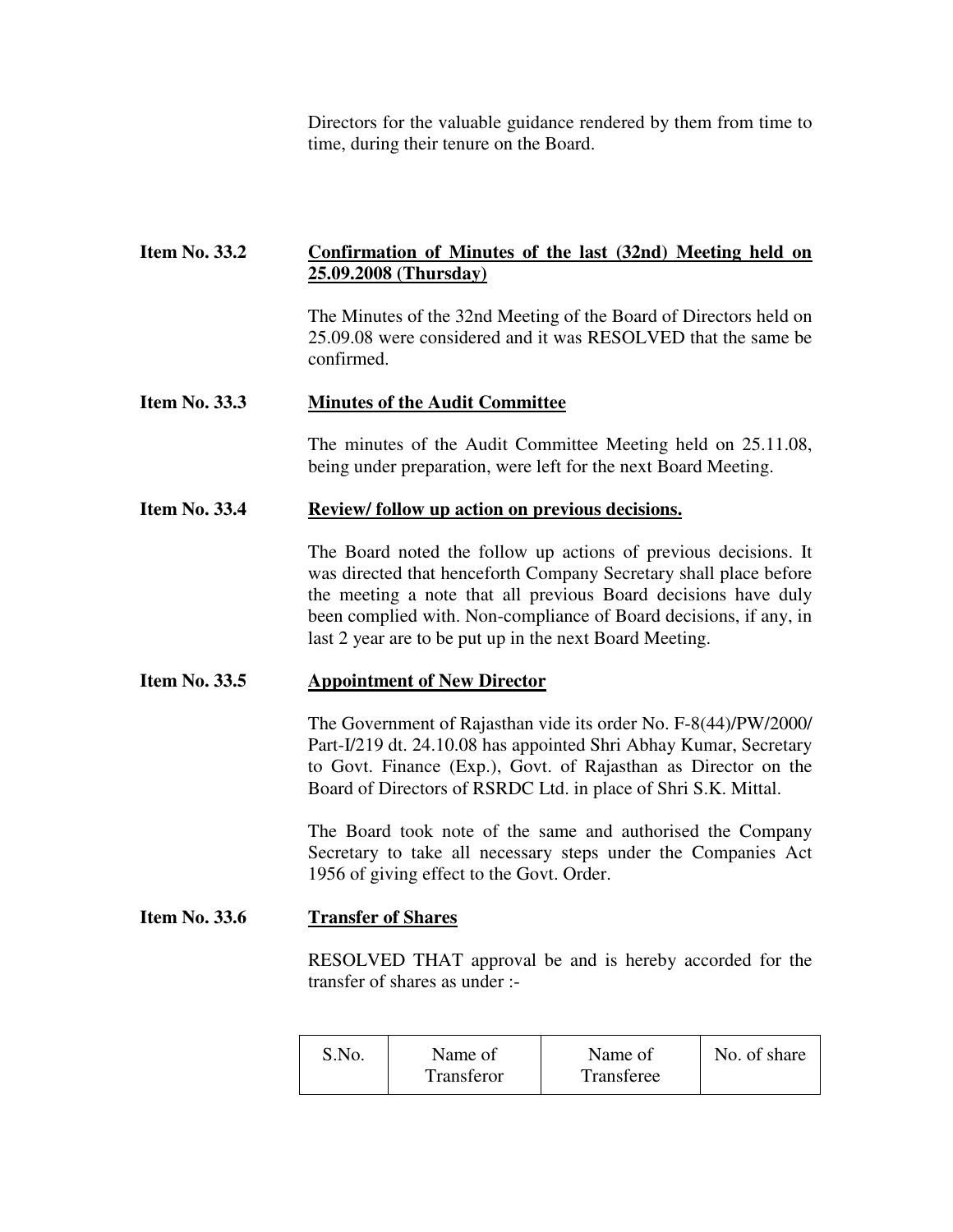Directors for the valuable guidance rendered by them from time to time, during their tenure on the Board.

**Item No. 33.2** **<u>Confirmation of Minutes of the last (32nd) Meeting held on 25.09.2008 (Thursday)</u>**

The Minutes of the 32nd Meeting of the Board of Directors held on 25.09.08 were considered and it was RESOLVED that the same be confirmed.

**Item No. 33.3** **<u>Minutes of the Audit Committee</u>**

The minutes of the Audit Committee Meeting held on 25.11.08, being under preparation, were left for the next Board Meeting.

**Item No. 33.4** **<u>Review/ follow up action on previous decisions.</u>**

The Board noted the follow up actions of previous decisions. It was directed that henceforth Company Secretary shall place before the meeting a note that all previous Board decisions have duly been complied with. Non-compliance of Board decisions, if any, in last 2 year are to be put up in the next Board Meeting.

**Item No. 33.5** **<u>Appointment of New Director</u>**

The Government of Rajasthan vide its order No. F-8(44)/PW/2000/ Part-I/219 dt. 24.10.08 has appointed Shri Abhay Kumar, Secretary to Govt. Finance (Exp.), Govt. of Rajasthan as Director on the Board of Directors of RSRDC Ltd. in place of Shri S.K. Mittal.

The Board took note of the same and authorised the Company Secretary to take all necessary steps under the Companies Act 1956 of giving effect to the Govt. Order.

**Item No. 33.6** **<u>Transfer of Shares</u>**

RESOLVED THAT approval be and is hereby accorded for the transfer of shares as under :-

| S.No. | Name of Transferor | Name of Transferee | No. of share |
|---|---|---|---|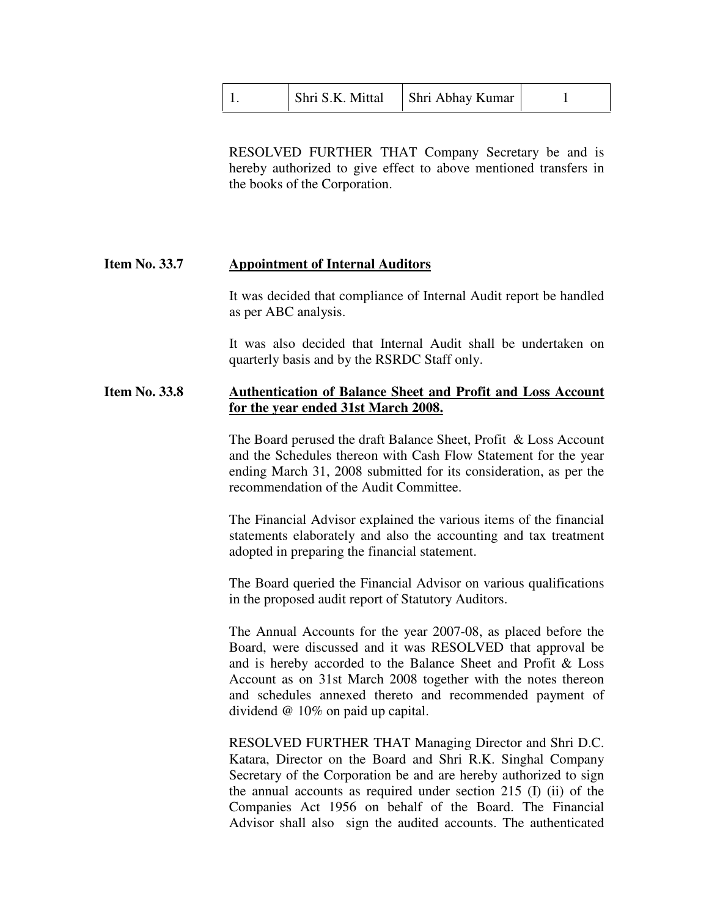| 1. | Shri S.K. Mittal | Shri Abhay Kumar | 1 |
|---|---|---|---|

RESOLVED FURTHER THAT Company Secretary be and is hereby authorized to give effect to above mentioned transfers in the books of the Corporation.

**Item No. 33.7** **<u>Appointment of Internal Auditors</u>**

It was decided that compliance of Internal Audit report be handled as per ABC analysis.

It was also decided that Internal Audit shall be undertaken on quarterly basis and by the RSRDC Staff only.

**Item No. 33.8** **<u>Authentication of Balance Sheet and Profit and Loss Account for the year ended 31st March 2008.</u>**

The Board perused the draft Balance Sheet, Profit & Loss Account and the Schedules thereon with Cash Flow Statement for the year ending March 31, 2008 submitted for its consideration, as per the recommendation of the Audit Committee.

The Financial Advisor explained the various items of the financial statements elaborately and also the accounting and tax treatment adopted in preparing the financial statement.

The Board queried the Financial Advisor on various qualifications in the proposed audit report of Statutory Auditors.

The Annual Accounts for the year 2007-08, as placed before the Board, were discussed and it was RESOLVED that approval be and is hereby accorded to the Balance Sheet and Profit & Loss Account as on 31st March 2008 together with the notes thereon and schedules annexed thereto and recommended payment of dividend @ 10% on paid up capital.

RESOLVED FURTHER THAT Managing Director and Shri D.C. Katara, Director on the Board and Shri R.K. Singhal Company Secretary of the Corporation be and are hereby authorized to sign the annual accounts as required under section 215 (I) (ii) of the Companies Act 1956 on behalf of the Board. The Financial Advisor shall also sign the audited accounts. The authenticated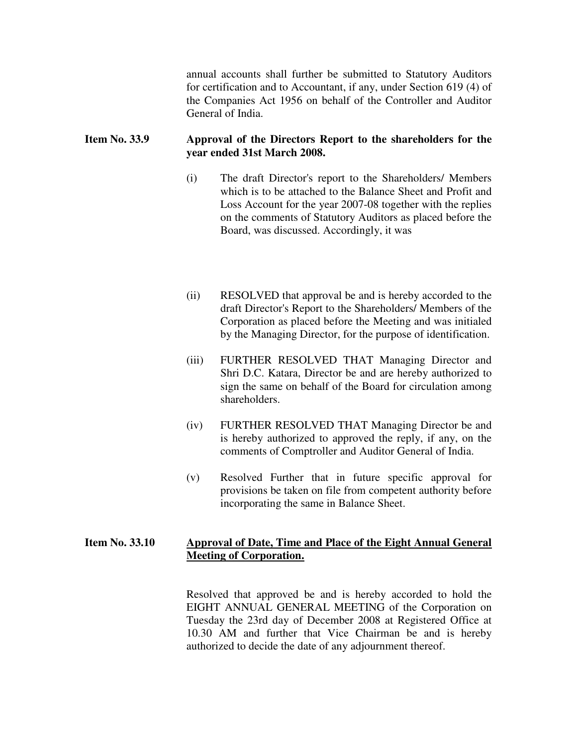annual accounts shall further be submitted to Statutory Auditors for certification and to Accountant, if any, under Section 619 (4) of the Companies Act 1956 on behalf of the Controller and Auditor General of India.

**Item No. 33.9** **Approval of the Directors Report to the shareholders for the year ended 31st March 2008.**

(i) The draft Director's report to the Shareholders/ Members which is to be attached to the Balance Sheet and Profit and Loss Account for the year 2007-08 together with the replies on the comments of Statutory Auditors as placed before the Board, was discussed. Accordingly, it was

(ii) RESOLVED that approval be and is hereby accorded to the draft Director's Report to the Shareholders/ Members of the Corporation as placed before the Meeting and was initialed by the Managing Director, for the purpose of identification.

(iii) FURTHER RESOLVED THAT Managing Director and Shri D.C. Katara, Director be and are hereby authorized to sign the same on behalf of the Board for circulation among shareholders.

(iv) FURTHER RESOLVED THAT Managing Director be and is hereby authorized to approved the reply, if any, on the comments of Comptroller and Auditor General of India.

(v) Resolved Further that in future specific approval for provisions be taken on file from competent authority before incorporating the same in Balance Sheet.

**Item No. 33.10** **<u>Approval of Date, Time and Place of the Eight Annual General Meeting of Corporation.</u>**

Resolved that approved be and is hereby accorded to hold the EIGHT ANNUAL GENERAL MEETING of the Corporation on Tuesday the 23rd day of December 2008 at Registered Office at 10.30 AM and further that Vice Chairman be and is hereby authorized to decide the date of any adjournment thereof.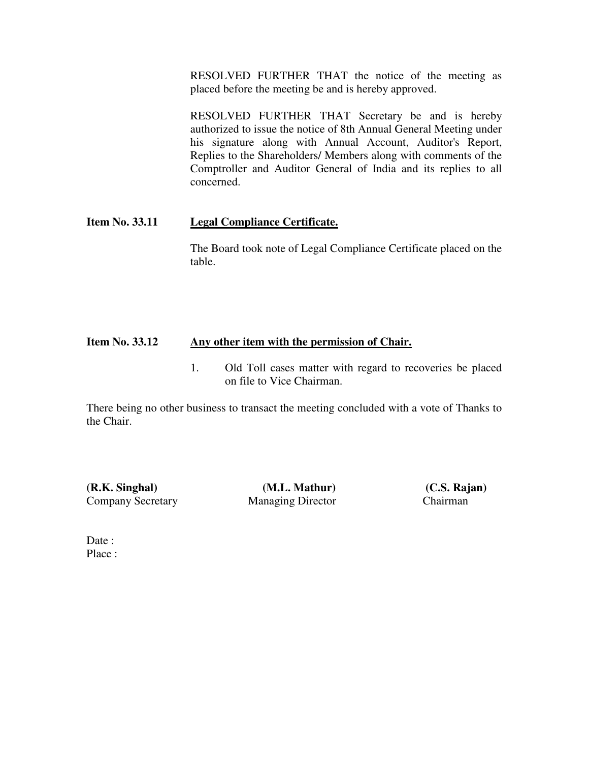RESOLVED FURTHER THAT the notice of the meeting as placed before the meeting be and is hereby approved.

RESOLVED FURTHER THAT Secretary be and is hereby authorized to issue the notice of 8th Annual General Meeting under his signature along with Annual Account, Auditor's Report, Replies to the Shareholders/ Members along with comments of the Comptroller and Auditor General of India and its replies to all concerned.

**Item No. 33.11** **Legal Compliance Certificate.**

The Board took note of Legal Compliance Certificate placed on the table.

**Item No. 33.12** **Any other item with the permission of Chair.**

1. Old Toll cases matter with regard to recoveries be placed on file to Vice Chairman.

There being no other business to transact the meeting concluded with a vote of Thanks to the Chair.

| **(R.K. Singhal)** | **(M.L. Mathur)** | **(C.S. Rajan)** |
|---|---|---|
| Company Secretary | Managing Director | Chairman |

Date :
Place :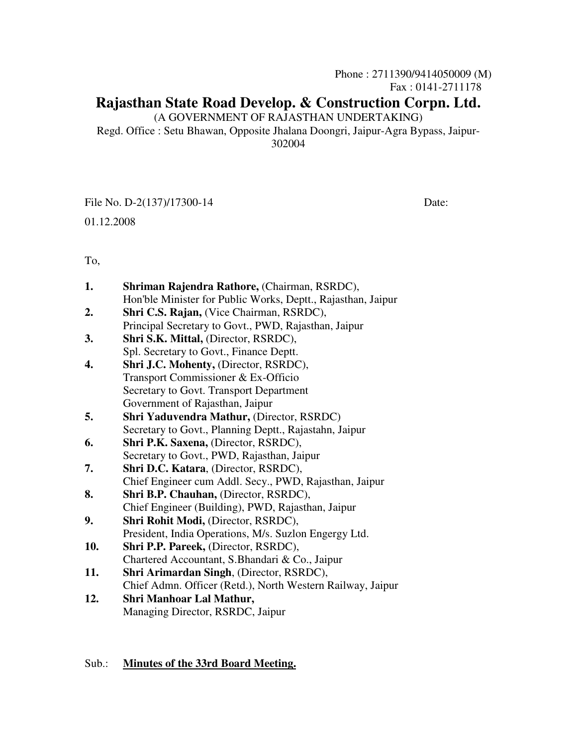Phone : 2711390/9414050009 (M)
Fax : 0141-2711178

# Rajasthan State Road Develop. & Construction Corpn. Ltd.

(A GOVERNMENT OF RAJASTHAN UNDERTAKING)

Regd. Office : Setu Bhawan, Opposite Jhalana Doongri, Jaipur-Agra Bypass, Jaipur-302004

File No. D-2(137)/17300-14 Date: 01.12.2008

To,

1. **Shriman Rajendra Rathore,** (Chairman, RSRDC),
   Hon'ble Minister for Public Works, Deptt., Rajasthan, Jaipur
2. **Shri C.S. Rajan,** (Vice Chairman, RSRDC),
   Principal Secretary to Govt., PWD, Rajasthan, Jaipur
3. **Shri S.K. Mittal,** (Director, RSRDC),
   Spl. Secretary to Govt., Finance Deptt.
4. **Shri J.C. Mohenty,** (Director, RSRDC),
   Transport Commissioner & Ex-Officio
   Secretary to Govt. Transport Department
   Government of Rajasthan, Jaipur
5. **Shri Yaduvendra Mathur,** (Director, RSRDC)
   Secretary to Govt., Planning Deptt., Rajastahn, Jaipur
6. **Shri P.K. Saxena,** (Director, RSRDC),
   Secretary to Govt., PWD, Rajasthan, Jaipur
7. **Shri D.C. Katara**, (Director, RSRDC),
   Chief Engineer cum Addl. Secy., PWD, Rajasthan, Jaipur
8. **Shri B.P. Chauhan,** (Director, RSRDC),
   Chief Engineer (Building), PWD, Rajasthan, Jaipur
9. **Shri Rohit Modi,** (Director, RSRDC),
   President, India Operations, M/s. Suzlon Engergy Ltd.
10. **Shri P.P. Pareek,** (Director, RSRDC),
    Chartered Accountant, S.Bhandari & Co., Jaipur
11. **Shri Arimardan Singh**, (Director, RSRDC),
    Chief Admn. Officer (Retd.), North Western Railway, Jaipur
12. **Shri Manhoar Lal Mathur,**
    Managing Director, RSRDC, Jaipur

Sub.: **<u>Minutes of the 33rd Board Meeting.</u>**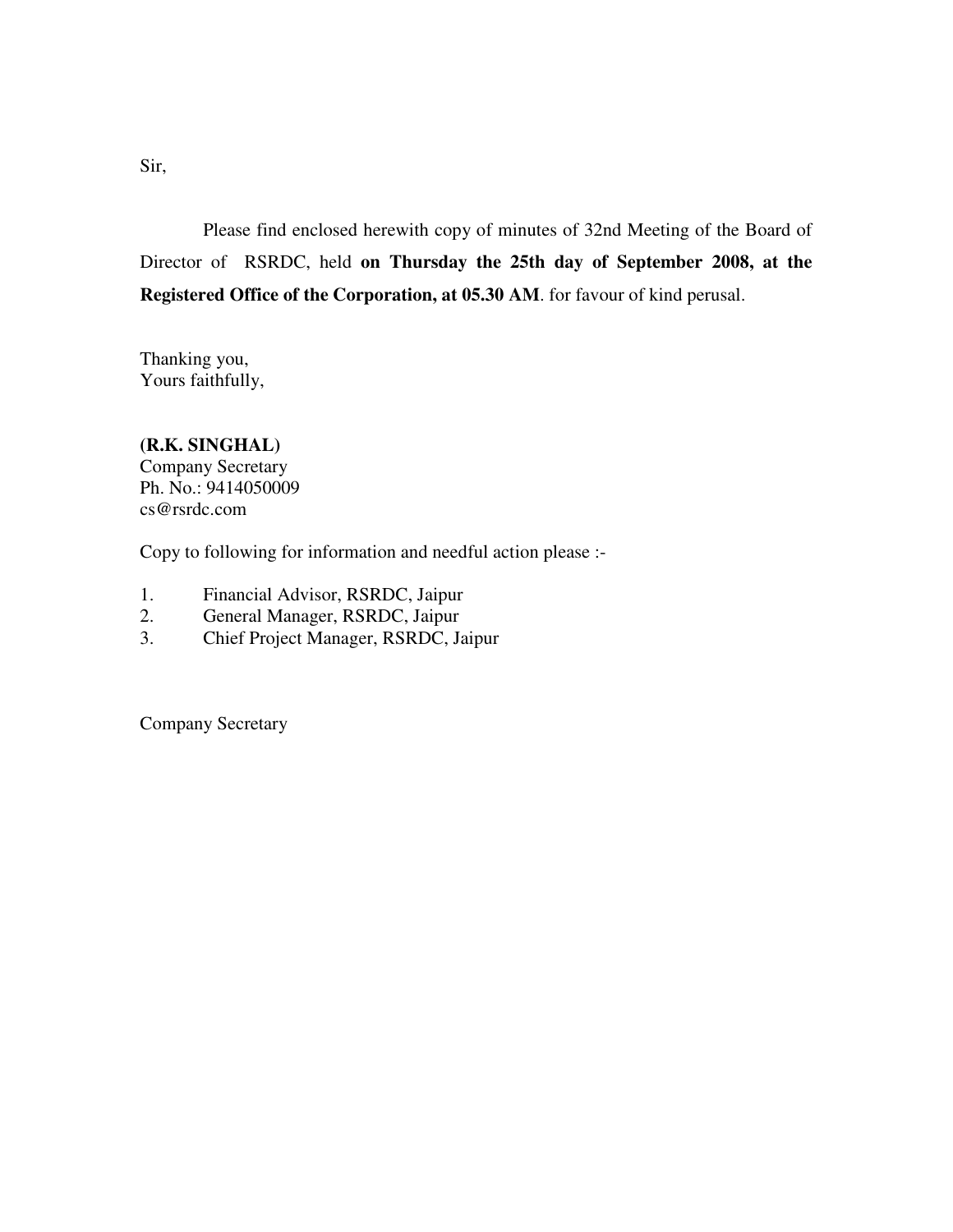Sir,

Please find enclosed herewith copy of minutes of 32nd Meeting of the Board of Director of RSRDC, held **on Thursday the 25th day of September 2008, at the Registered Office of the Corporation, at 05.30 AM**. for favour of kind perusal.

Thanking you,
Yours faithfully,

**(R.K. SINGHAL)**
Company Secretary
Ph. No.: 9414050009
cs@rsrdc.com

Copy to following for information and needful action please :-

1. Financial Advisor, RSRDC, Jaipur
2. General Manager, RSRDC, Jaipur
3. Chief Project Manager, RSRDC, Jaipur

Company Secretary